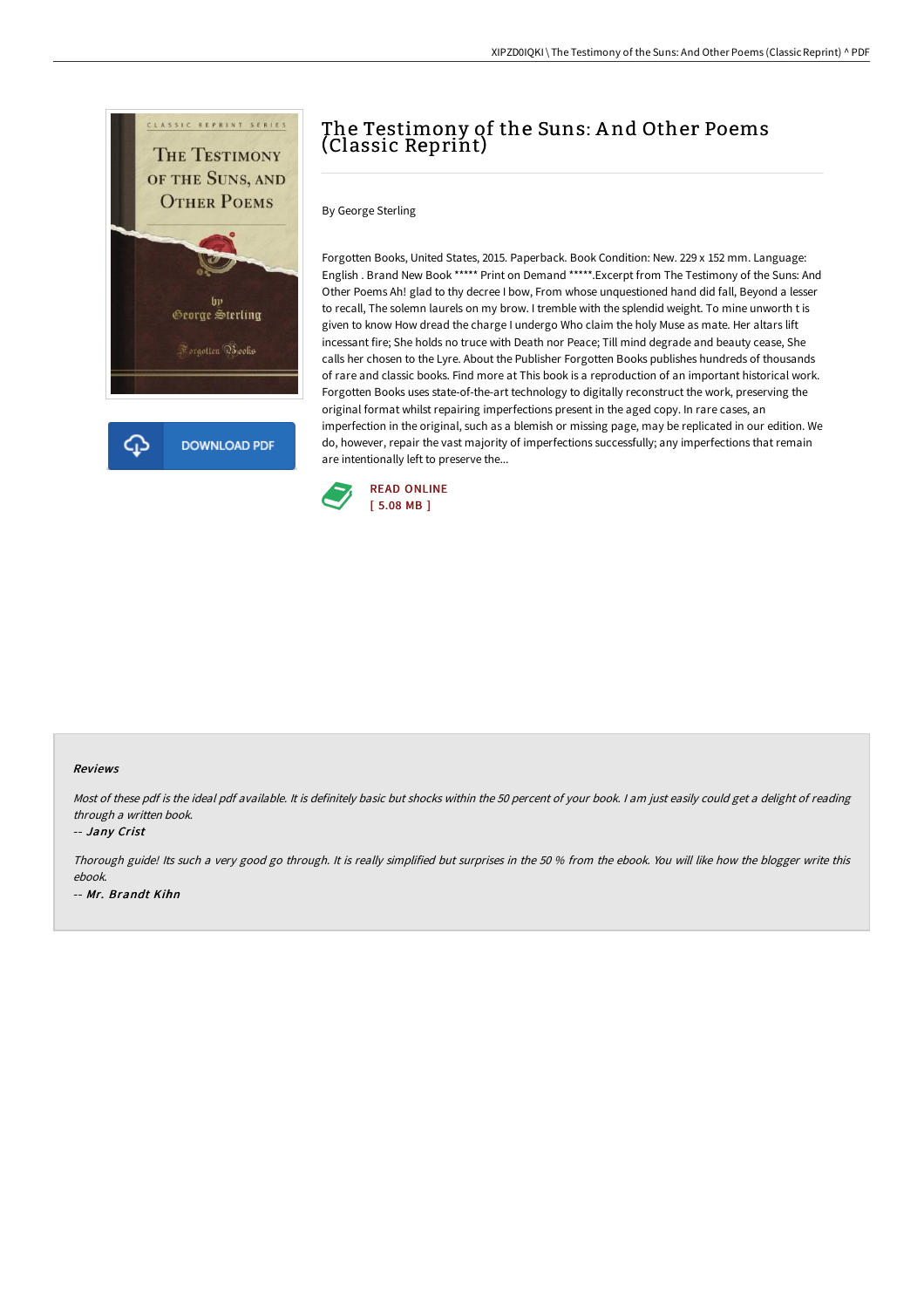# The Testimony of the Suns: And Other Poems (Classic Reprint)

By George Sterling

Forgotten Books, United States, 2015. Paperback. Book Condition: New. 229 x 152 mm. Language: English . Brand New Book ***** Print on Demand *****.Excerpt from The Testimony of the Suns: And Other Poems Ah! glad to thy decree I bow, From whose unquestioned hand did fall, Beyond a lesser to recall, The solemn laurels on my brow. I tremble with the splendid weight. To mine unworth t is given to know How dread the charge I undergo Who claim the holy Muse as mate. Her altars lift incessant fire; She holds no truce with Death nor Peace; Till mind degrade and beauty cease, She calls her chosen to the Lyre. About the Publisher Forgotten Books publishes hundreds of thousands of rare and classic books. Find more at This book is a reproduction of an important historical work. Forgotten Books uses state-of-the-art technology to digitally reconstruct the work, preserving the original format whilst repairing imperfections present in the aged copy. In rare cases, an imperfection in the original, such as a blemish or missing page, may be replicated in our edition. We do, however, repair the vast majority of imperfections successfully; any imperfections that remain are intentionally left to preserve the...

DOWNLOAD PDF

READ ONLINE
[ 5.08 MB ]

### Reviews

*Most of these pdf is the ideal pdf available. It is definitely basic but shocks within the 50 percent of your book. I am just easily could get a delight of reading through a written book.*

-- *Jany Crist*

*Thorough guide! Its such a very good go through. It is really simplified but surprises in the 50 % from the ebook. You will like how the blogger write this ebook.*

-- *Mr. Brandt Kihn*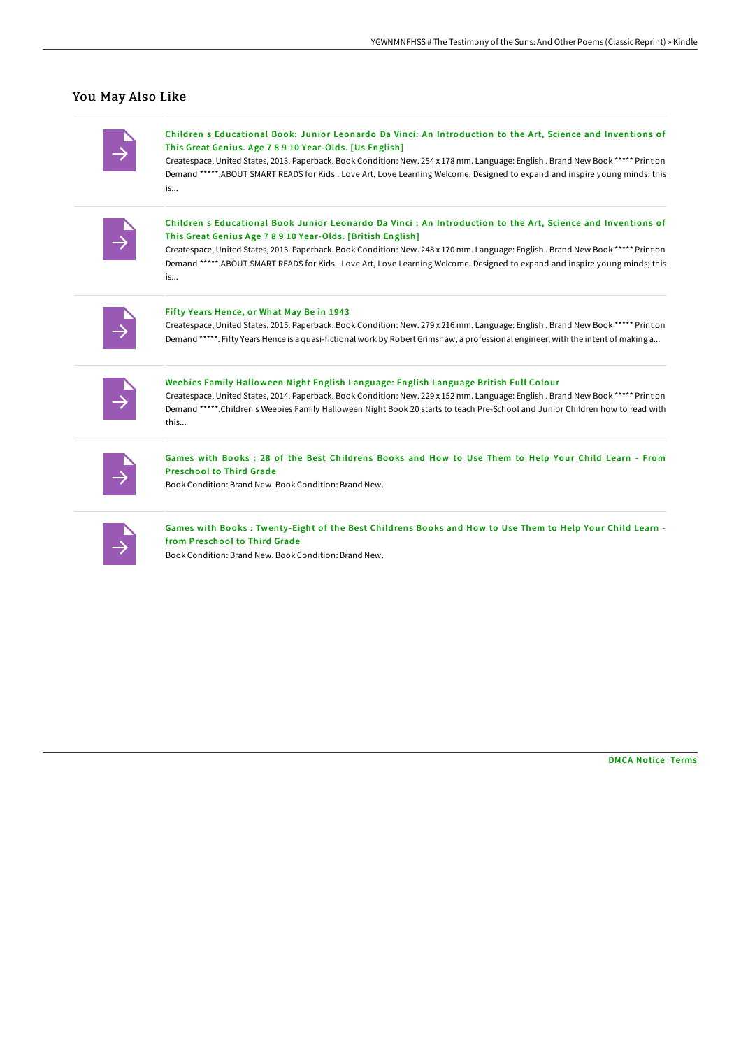## You May Also Like

**Children s Educational Book: Junior Leonardo Da Vinci: An Introduction to the Art, Science and Inventions of This Great Genius. Age 7 8 9 10 Year-Olds. [Us English]**

Createspace, United States, 2013. Paperback. Book Condition: New. 254 x 178 mm. Language: English . Brand New Book ***** Print on Demand *****.ABOUT SMART READS for Kids . Love Art, Love Learning Welcome. Designed to expand and inspire young minds; this is...

**Children s Educational Book Junior Leonardo Da Vinci : An Introduction to the Art, Science and Inventions of This Great Genius Age 7 8 9 10 Year-Olds. [British English]**

Createspace, United States, 2013. Paperback. Book Condition: New. 248 x 170 mm. Language: English . Brand New Book ***** Print on Demand *****.ABOUT SMART READS for Kids . Love Art, Love Learning Welcome. Designed to expand and inspire young minds; this is...

**Fifty Years Hence, or What May Be in 1943**

Createspace, United States, 2015. Paperback. Book Condition: New. 279 x 216 mm. Language: English . Brand New Book ***** Print on Demand *****. Fifty Years Hence is a quasi-fictional work by Robert Grimshaw, a professional engineer, with the intent of making a...

**Weebies Family Halloween Night English Language: English Language British Full Colour**

Createspace, United States, 2014. Paperback. Book Condition: New. 229 x 152 mm. Language: English . Brand New Book ***** Print on Demand *****.Children s Weebies Family Halloween Night Book 20 starts to teach Pre-School and Junior Children how to read with this...

**Games with Books : 28 of the Best Childrens Books and How to Use Them to Help Your Child Learn - From Preschool to Third Grade**

Book Condition: Brand New. Book Condition: Brand New.

**Games with Books : Twenty-Eight of the Best Childrens Books and How to Use Them to Help Your Child Learn - from Preschool to Third Grade**

Book Condition: Brand New. Book Condition: Brand New.

DMCA Notice | Terms